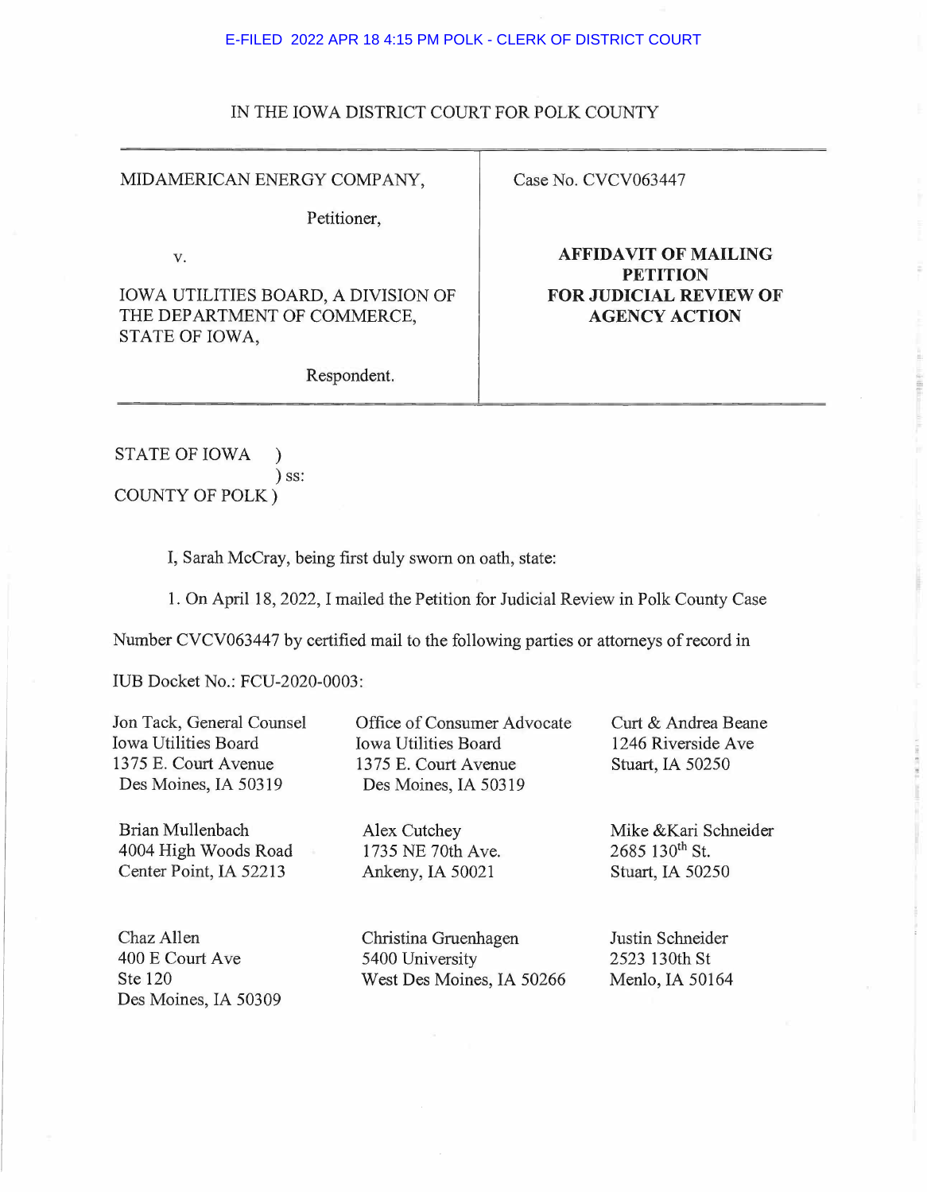E-FILED 2022 APR 18 4:15 PM POLK - CLERK OF DISTRICT COURT

IN THE IOWA DISTRICT COURT FOR POLK COUNTY

| MIDAMERICAN ENERGY COMPANY, Petitioner, v. IOWA UTILITIES BOARD, A DIVISION OF THE DEPARTMENT OF COMMERCE, STATE OF IOWA, Respondent. | Case No. CVCV063447 **AFFIDAVIT OF MAILING PETITION FOR JUDICIAL REVIEW OF AGENCY ACTION** |
|---|---|

STATE OF IOWA )
) ss:
COUNTY OF POLK )

I, Sarah McCray, being first duly sworn on oath, state:

1. On April 18, 2022, I mailed the Petition for Judicial Review in Polk County Case Number CVCV063447 by certified mail to the following parties or attorneys of record in IUB Docket No.: FCU-2020-0003:

Jon Tack, General Counsel
Iowa Utilities Board
1375 E. Court Avenue
Des Moines, IA 50319

Office of Consumer Advocate
Iowa Utilities Board
1375 E. Court Avenue
Des Moines, IA 50319

Curt & Andrea Beane
1246 Riverside Ave
Stuart, IA 50250

Brian Mullenbach
4004 High Woods Road
Center Point, IA 52213

Alex Cutchey
1735 NE 70th Ave.
Ankeny, IA 50021

Mike &Kari Schneider
2685 130th St.
Stuart, IA 50250

Chaz Allen
400 E Court Ave
Ste 120
Des Moines, IA 50309

Christina Gruenhagen
5400 University
West Des Moines, IA 50266

Justin Schneider
2523 130th St
Menlo, IA 50164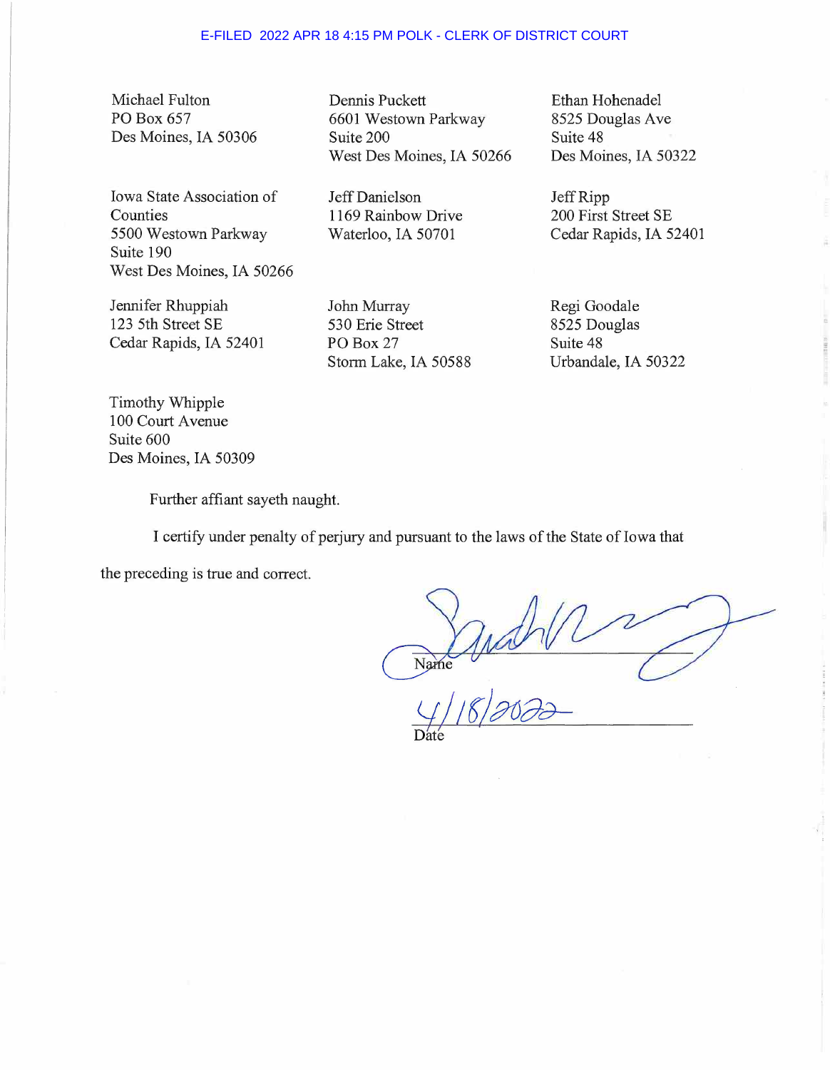E-FILED 2022 APR 18 4:15 PM POLK - CLERK OF DISTRICT COURT

Michael Fulton
PO Box 657
Des Moines, IA 50306

Dennis Puckett
6601 Westown Parkway
Suite 200
West Des Moines, IA 50266

Ethan Hohenadel
8525 Douglas Ave
Suite 48
Des Moines, IA 50322

Iowa State Association of Counties
5500 Westown Parkway
Suite 190
West Des Moines, IA 50266

Jeff Danielson
1169 Rainbow Drive
Waterloo, IA 50701

Jeff Ripp
200 First Street SE
Cedar Rapids, IA 52401

Jennifer Rhuppiah
123 5th Street SE
Cedar Rapids, IA 52401

John Murray
530 Erie Street
PO Box 27
Storm Lake, IA 50588

Regi Goodale
8525 Douglas
Suite 48
Urbandale, IA 50322

Timothy Whipple
100 Court Avenue
Suite 600
Des Moines, IA 50309

Further affiant sayeth naught.

I certify under penalty of perjury and pursuant to the laws of the State of Iowa that the preceding is true and correct.

Name

4/18/2022
Date